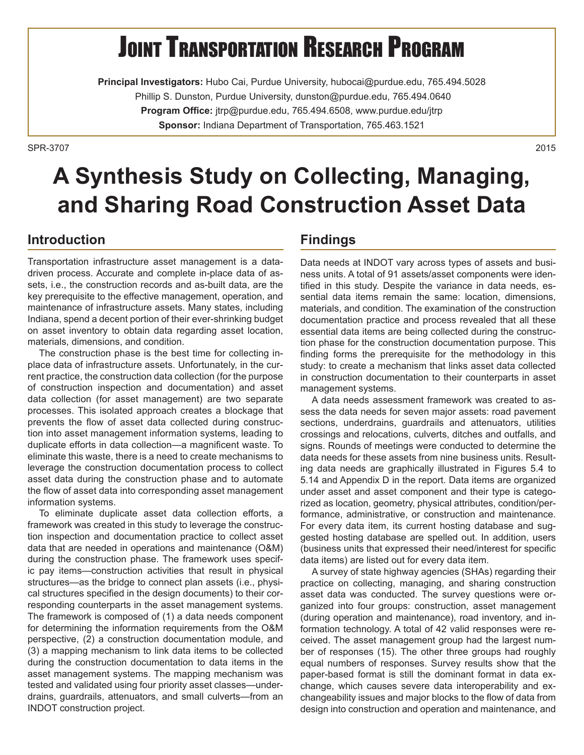# Joint Transportation Research Program

**Principal Investigators:** Hubo Cai, Purdue University, hubocai@purdue.edu, 765.494.5028
Phillip S. Dunston, Purdue University, dunston@purdue.edu, 765.494.0640
**Program Office:** jtrp@purdue.edu, 765.494.6508, www.purdue.edu/jtrp
**Sponsor:** Indiana Department of Transportation, 765.463.1521

SPR-3707 2015

# A Synthesis Study on Collecting, Managing, and Sharing Road Construction Asset Data

## Introduction

Transportation infrastructure asset management is a data-driven process. Accurate and complete in-place data of assets, i.e., the construction records and as-built data, are the key prerequisite to the effective management, operation, and maintenance of infrastructure assets. Many states, including Indiana, spend a decent portion of their ever-shrinking budget on asset inventory to obtain data regarding asset location, materials, dimensions, and condition.

The construction phase is the best time for collecting in-place data of infrastructure assets. Unfortunately, in the current practice, the construction data collection (for the purpose of construction inspection and documentation) and asset data collection (for asset management) are two separate processes. This isolated approach creates a blockage that prevents the flow of asset data collected during construction into asset management information systems, leading to duplicate efforts in data collection—a magnificent waste. To eliminate this waste, there is a need to create mechanisms to leverage the construction documentation process to collect asset data during the construction phase and to automate the flow of asset data into corresponding asset management information systems.

To eliminate duplicate asset data collection efforts, a framework was created in this study to leverage the construction inspection and documentation practice to collect asset data that are needed in operations and maintenance (O&M) during the construction phase. The framework uses specific pay items—construction activities that result in physical structures—as the bridge to connect plan assets (i.e., physical structures specified in the design documents) to their corresponding counterparts in the asset management systems. The framework is composed of (1) a data needs component for determining the information requirements from the O&M perspective, (2) a construction documentation module, and (3) a mapping mechanism to link data items to be collected during the construction documentation to data items in the asset management systems. The mapping mechanism was tested and validated using four priority asset classes—underdrains, guardrails, attenuators, and small culverts—from an INDOT construction project.

## Findings

Data needs at INDOT vary across types of assets and business units. A total of 91 assets/asset components were identified in this study. Despite the variance in data needs, essential data items remain the same: location, dimensions, materials, and condition. The examination of the construction documentation practice and process revealed that all these essential data items are being collected during the construction phase for the construction documentation purpose. This finding forms the prerequisite for the methodology in this study: to create a mechanism that links asset data collected in construction documentation to their counterparts in asset management systems.

A data needs assessment framework was created to assess the data needs for seven major assets: road pavement sections, underdrains, guardrails and attenuators, utilities crossings and relocations, culverts, ditches and outfalls, and signs. Rounds of meetings were conducted to determine the data needs for these assets from nine business units. Resulting data needs are graphically illustrated in Figures 5.4 to 5.14 and Appendix D in the report. Data items are organized under asset and asset component and their type is categorized as location, geometry, physical attributes, condition/performance, administrative, or construction and maintenance. For every data item, its current hosting database and suggested hosting database are spelled out. In addition, users (business units that expressed their need/interest for specific data items) are listed out for every data item.

A survey of state highway agencies (SHAs) regarding their practice on collecting, managing, and sharing construction asset data was conducted. The survey questions were organized into four groups: construction, asset management (during operation and maintenance), road inventory, and information technology. A total of 42 valid responses were received. The asset management group had the largest number of responses (15). The other three groups had roughly equal numbers of responses. Survey results show that the paper-based format is still the dominant format in data exchange, which causes severe data interoperability and exchangeability issues and major blocks to the flow of data from design into construction and operation and maintenance, and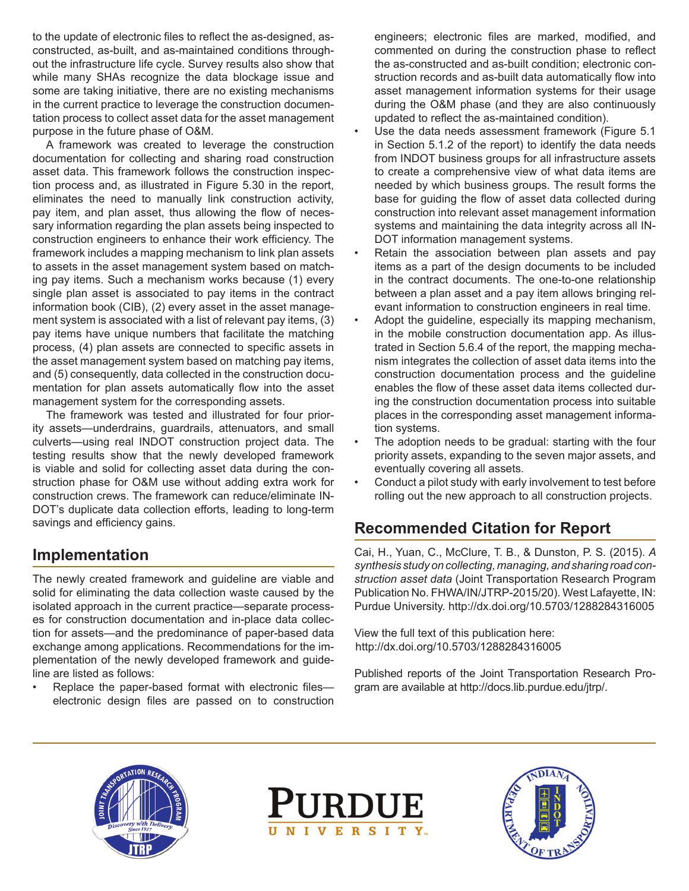to the update of electronic files to reflect the as-designed, as-constructed, as-built, and as-maintained conditions throughout the infrastructure life cycle. Survey results also show that while many SHAs recognize the data blockage issue and some are taking initiative, there are no existing mechanisms in the current practice to leverage the construction documentation process to collect asset data for the asset management purpose in the future phase of O&M.

A framework was created to leverage the construction documentation for collecting and sharing road construction asset data. This framework follows the construction inspection process and, as illustrated in Figure 5.30 in the report, eliminates the need to manually link construction activity, pay item, and plan asset, thus allowing the flow of necessary information regarding the plan assets being inspected to construction engineers to enhance their work efficiency. The framework includes a mapping mechanism to link plan assets to assets in the asset management system based on matching pay items. Such a mechanism works because (1) every single plan asset is associated to pay items in the contract information book (CIB), (2) every asset in the asset management system is associated with a list of relevant pay items, (3) pay items have unique numbers that facilitate the matching process, (4) plan assets are connected to specific assets in the asset management system based on matching pay items, and (5) consequently, data collected in the construction documentation for plan assets automatically flow into the asset management system for the corresponding assets.

The framework was tested and illustrated for four priority assets—underdrains, guardrails, attenuators, and small culverts—using real INDOT construction project data. The testing results show that the newly developed framework is viable and solid for collecting asset data during the construction phase for O&M use without adding extra work for construction crews. The framework can reduce/eliminate INDOT's duplicate data collection efforts, leading to long-term savings and efficiency gains.

## Implementation

The newly created framework and guideline are viable and solid for eliminating the data collection waste caused by the isolated approach in the current practice—separate processes for construction documentation and in-place data collection for assets—and the predominance of paper-based data exchange among applications. Recommendations for the implementation of the newly developed framework and guideline are listed as follows:

- Replace the paper-based format with electronic files—electronic design files are passed on to construction engineers; electronic files are marked, modified, and commented on during the construction phase to reflect the as-constructed and as-built condition; electronic construction records and as-built data automatically flow into asset management information systems for their usage during the O&M phase (and they are also continuously updated to reflect the as-maintained condition).
- Use the data needs assessment framework (Figure 5.1 in Section 5.1.2 of the report) to identify the data needs from INDOT business groups for all infrastructure assets to create a comprehensive view of what data items are needed by which business groups. The result forms the base for guiding the flow of asset data collected during construction into relevant asset management information systems and maintaining the data integrity across all INDOT information management systems.
- Retain the association between plan assets and pay items as a part of the design documents to be included in the contract documents. The one-to-one relationship between a plan asset and a pay item allows bringing relevant information to construction engineers in real time.
- Adopt the guideline, especially its mapping mechanism, in the mobile construction documentation app. As illustrated in Section 5.6.4 of the report, the mapping mechanism integrates the collection of asset data items into the construction documentation process and the guideline enables the flow of these asset data items collected during the construction documentation process into suitable places in the corresponding asset management information systems.
- The adoption needs to be gradual: starting with the four priority assets, expanding to the seven major assets, and eventually covering all assets.
- Conduct a pilot study with early involvement to test before rolling out the new approach to all construction projects.

## Recommended Citation for Report

Cai, H., Yuan, C., McClure, T. B., & Dunston, P. S. (2015). *A synthesis study on collecting, managing, and sharing road construction asset data* (Joint Transportation Research Program Publication No. FHWA/IN/JTRP-2015/20). West Lafayette, IN: Purdue University. http://dx.doi.org/10.5703/1288284316005

View the full text of this publication here:
http://dx.doi.org/10.5703/1288284316005

Published reports of the Joint Transportation Research Program are available at http://docs.lib.purdue.edu/jtrp/.